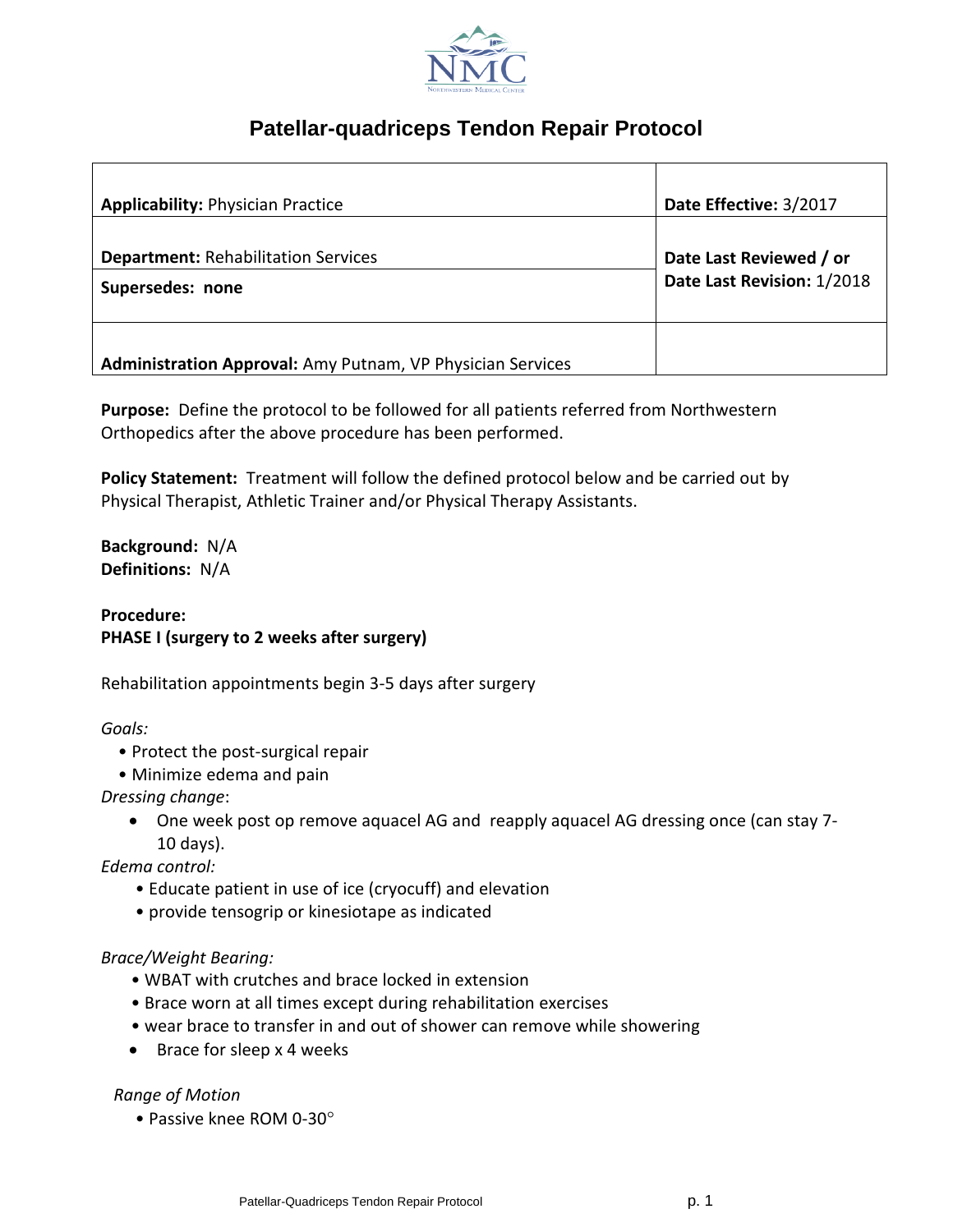# Patellar-quadriceps Tendon Repair Protocol

| | |
|---|---|
| **Applicability:** Physician Practice | **Date Effective:** 3/2017 |
| **Department:** Rehabilitation Services | **Date Last Reviewed / or Date Last Revision:** 1/2018 |
| **Supersedes: none** | |
| **Administration Approval:** Amy Putnam, VP Physician Services | |

**Purpose:** Define the protocol to be followed for all patients referred from Northwestern Orthopedics after the above procedure has been performed.

**Policy Statement:** Treatment will follow the defined protocol below and be carried out by Physical Therapist, Athletic Trainer and/or Physical Therapy Assistants.

**Background:** N/A
**Definitions:** N/A

**Procedure:**
**PHASE I (surgery to 2 weeks after surgery)**

Rehabilitation appointments begin 3-5 days after surgery

*Goals:*
- Protect the post-surgical repair
- Minimize edema and pain

*Dressing change*:
- One week post op remove aquacel AG and reapply aquacel AG dressing once (can stay 7-10 days).

*Edema control:*
- Educate patient in use of ice (cryocuff) and elevation
- provide tensogrip or kinesiotape as indicated

*Brace/Weight Bearing:*
- WBAT with crutches and brace locked in extension
- Brace worn at all times except during rehabilitation exercises
- wear brace to transfer in and out of shower can remove while showering
- Brace for sleep x 4 weeks

*Range of Motion*
- Passive knee ROM 0-30°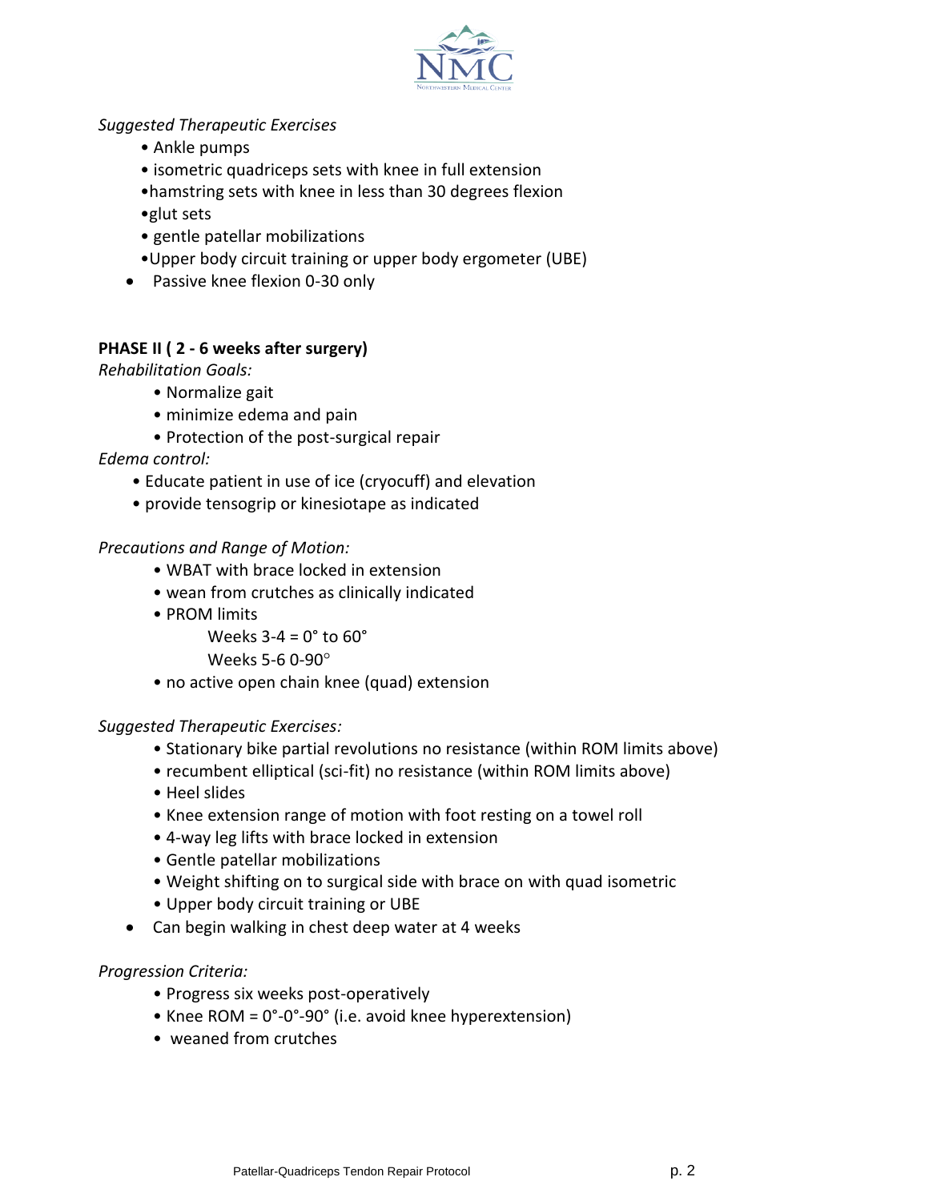*Suggested Therapeutic Exercises*

- Ankle pumps
- isometric quadriceps sets with knee in full extension
- hamstring sets with knee in less than 30 degrees flexion
- glut sets
- gentle patellar mobilizations
- Upper body circuit training or upper body ergometer (UBE)
- Passive knee flexion 0-30 only

**PHASE II ( 2 - 6 weeks after surgery)**

*Rehabilitation Goals:*

- Normalize gait
- minimize edema and pain
- Protection of the post-surgical repair

*Edema control:*

- Educate patient in use of ice (cryocuff) and elevation
- provide tensogrip or kinesiotape as indicated

*Precautions and Range of Motion:*

- WBAT with brace locked in extension
- wean from crutches as clinically indicated
- PROM limits
  - Weeks 3-4 = 0° to 60°
  - Weeks 5-6 0-90°
- no active open chain knee (quad) extension

*Suggested Therapeutic Exercises:*

- Stationary bike partial revolutions no resistance (within ROM limits above)
- recumbent elliptical (sci-fit) no resistance (within ROM limits above)
- Heel slides
- Knee extension range of motion with foot resting on a towel roll
- 4-way leg lifts with brace locked in extension
- Gentle patellar mobilizations
- Weight shifting on to surgical side with brace on with quad isometric
- Upper body circuit training or UBE
- Can begin walking in chest deep water at 4 weeks

*Progression Criteria:*

- Progress six weeks post-operatively
- Knee ROM = 0°-0°-90° (i.e. avoid knee hyperextension)
- weaned from crutches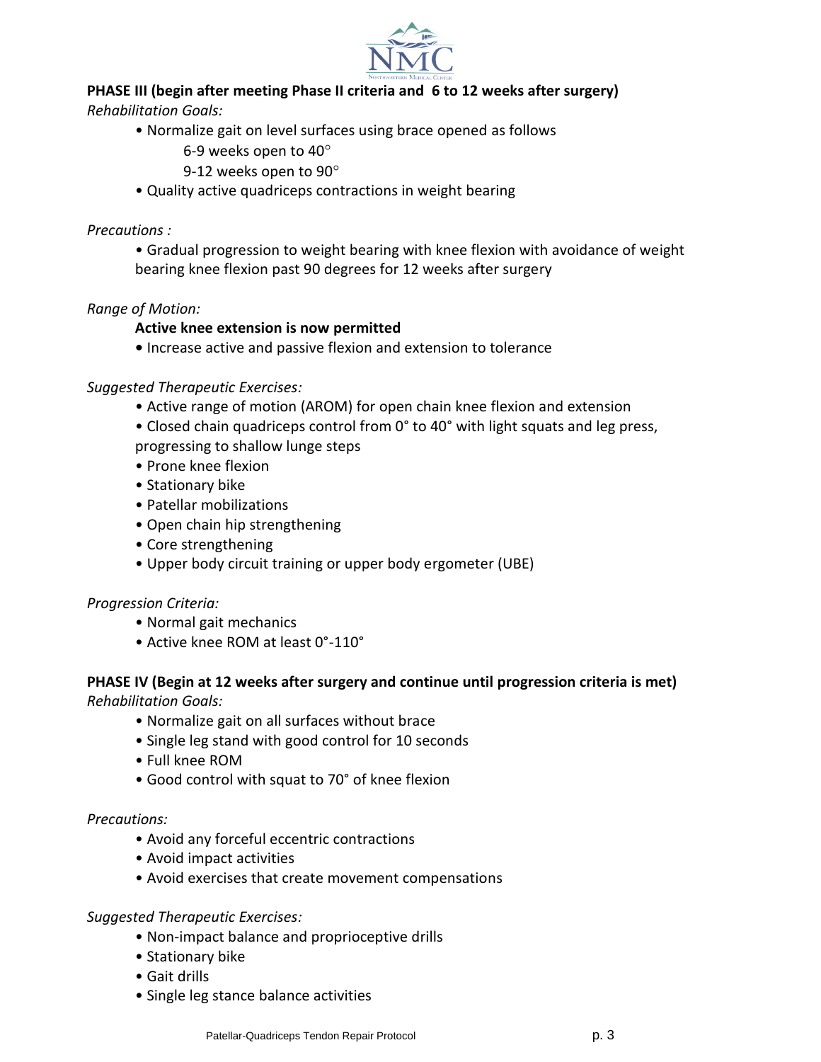## PHASE III (begin after meeting Phase II criteria and 6 to 12 weeks after surgery)

*Rehabilitation Goals:*

- Normalize gait on level surfaces using brace opened as follows
  - 6-9 weeks open to 40°
  - 9-12 weeks open to 90°
- Quality active quadriceps contractions in weight bearing

*Precautions :*

- Gradual progression to weight bearing with knee flexion with avoidance of weight bearing knee flexion past 90 degrees for 12 weeks after surgery

*Range of Motion:*

**Active knee extension is now permitted**

- Increase active and passive flexion and extension to tolerance

*Suggested Therapeutic Exercises:*

- Active range of motion (AROM) for open chain knee flexion and extension
- Closed chain quadriceps control from 0° to 40° with light squats and leg press, progressing to shallow lunge steps
- Prone knee flexion
- Stationary bike
- Patellar mobilizations
- Open chain hip strengthening
- Core strengthening
- Upper body circuit training or upper body ergometer (UBE)

*Progression Criteria:*

- Normal gait mechanics
- Active knee ROM at least 0°-110°

## PHASE IV (Begin at 12 weeks after surgery and continue until progression criteria is met)

*Rehabilitation Goals:*

- Normalize gait on all surfaces without brace
- Single leg stand with good control for 10 seconds
- Full knee ROM
- Good control with squat to 70° of knee flexion

*Precautions:*

- Avoid any forceful eccentric contractions
- Avoid impact activities
- Avoid exercises that create movement compensations

*Suggested Therapeutic Exercises:*

- Non-impact balance and proprioceptive drills
- Stationary bike
- Gait drills
- Single leg stance balance activities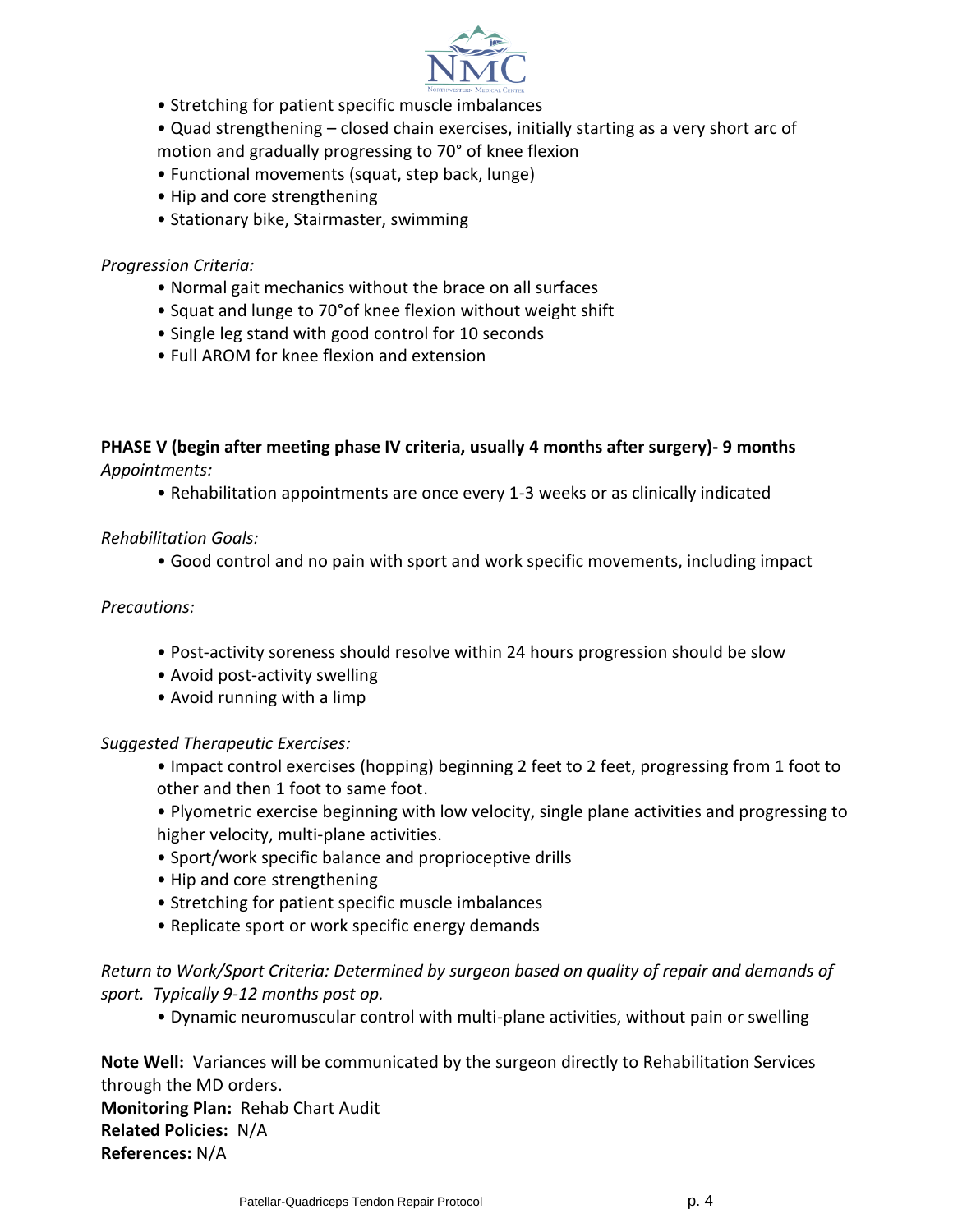- Stretching for patient specific muscle imbalances
- Quad strengthening – closed chain exercises, initially starting as a very short arc of motion and gradually progressing to 70° of knee flexion
- Functional movements (squat, step back, lunge)
- Hip and core strengthening
- Stationary bike, Stairmaster, swimming

*Progression Criteria:*

- Normal gait mechanics without the brace on all surfaces
- Squat and lunge to 70°of knee flexion without weight shift
- Single leg stand with good control for 10 seconds
- Full AROM for knee flexion and extension

**PHASE V (begin after meeting phase IV criteria, usually 4 months after surgery)- 9 months**

*Appointments:*

- Rehabilitation appointments are once every 1-3 weeks or as clinically indicated

*Rehabilitation Goals:*

- Good control and no pain with sport and work specific movements, including impact

*Precautions:*

- Post-activity soreness should resolve within 24 hours progression should be slow
- Avoid post-activity swelling
- Avoid running with a limp

*Suggested Therapeutic Exercises:*

- Impact control exercises (hopping) beginning 2 feet to 2 feet, progressing from 1 foot to other and then 1 foot to same foot.
- Plyometric exercise beginning with low velocity, single plane activities and progressing to higher velocity, multi-plane activities.
- Sport/work specific balance and proprioceptive drills
- Hip and core strengthening
- Stretching for patient specific muscle imbalances
- Replicate sport or work specific energy demands

*Return to Work/Sport Criteria: Determined by surgeon based on quality of repair and demands of sport. Typically 9-12 months post op.*

- Dynamic neuromuscular control with multi-plane activities, without pain or swelling

**Note Well:** Variances will be communicated by the surgeon directly to Rehabilitation Services through the MD orders.
**Monitoring Plan:** Rehab Chart Audit
**Related Policies:** N/A
**References:** N/A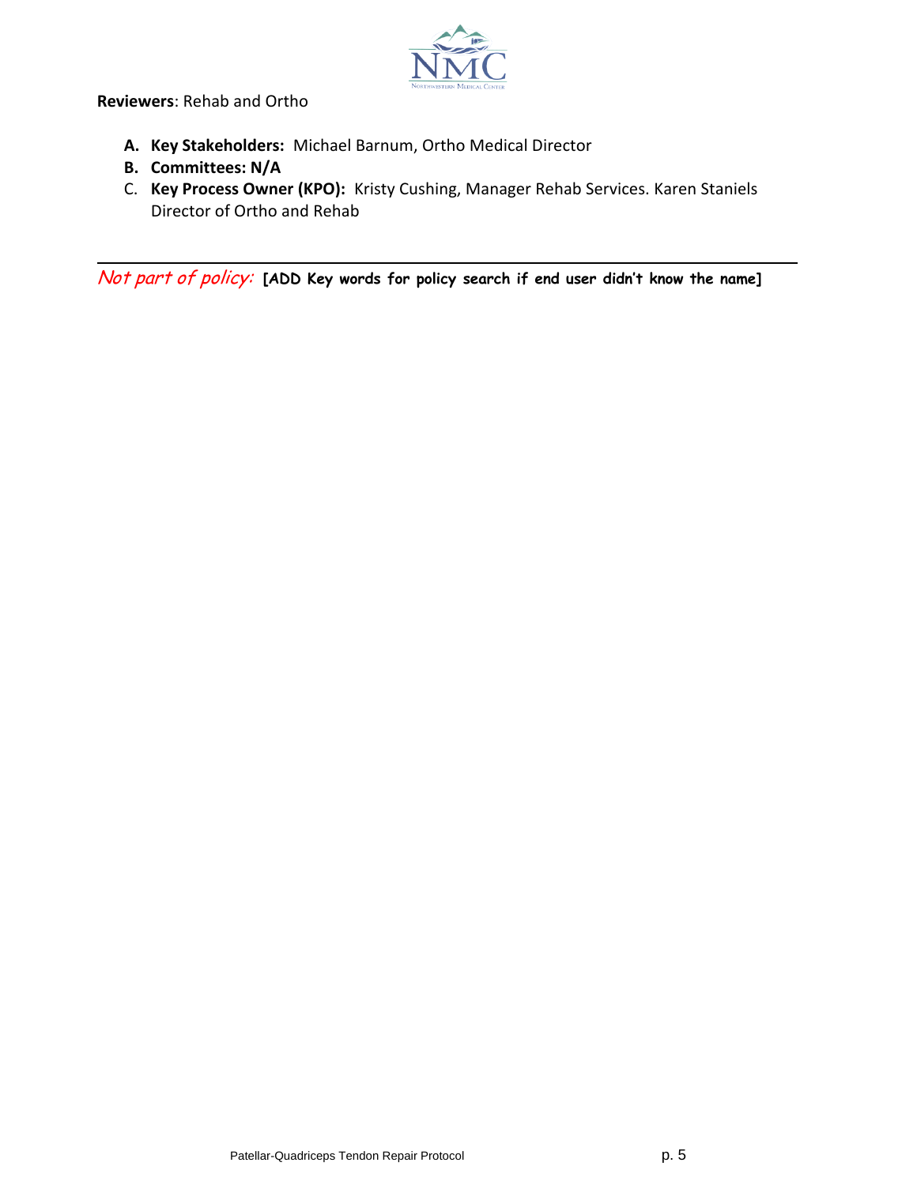**Reviewers**: Rehab and Ortho

A. **Key Stakeholders:** Michael Barnum, Ortho Medical Director
B. **Committees: N/A**
C. **Key Process Owner (KPO):** Kristy Cushing, Manager Rehab Services. Karen Staniels Director of Ortho and Rehab

---

*Not part of policy:* **[ADD Key words for policy search if end user didn't know the name]**